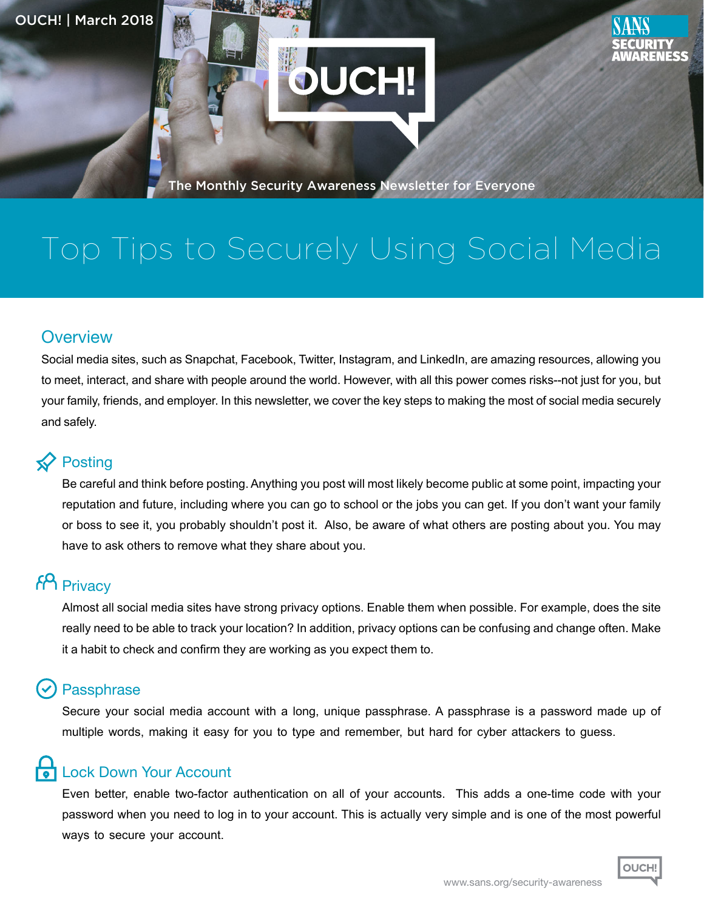OUCH! | March 2018

# Top Tips to Securely Using Social Media

## Overview

Social media sites, such as Snapchat, Facebook, Twitter, Instagram, and LinkedIn, are amazing resources, allowing you to meet, interact, and share with people around the world. However, with all this power comes risks--not just for you, but your family, friends, and employer. In this newsletter, we cover the key steps to making the most of social media securely and safely.

### Posting

Be careful and think before posting. Anything you post will most likely become public at some point, impacting your reputation and future, including where you can go to school or the jobs you can get. If you don't want your family or boss to see it, you probably shouldn't post it. Also, be aware of what others are posting about you. You may have to ask others to remove what they share about you.

### Privacy

Almost all social media sites have strong privacy options. Enable them when possible. For example, does the site really need to be able to track your location? In addition, privacy options can be confusing and change often. Make it a habit to check and confirm they are working as you expect them to.

### Passphrase

Secure your social media account with a long, unique passphrase. A passphrase is a password made up of multiple words, making it easy for you to type and remember, but hard for cyber attackers to guess.

### Lock Down Your Account

Even better, enable two-factor authentication on all of your accounts. This adds a one-time code with your password when you need to log in to your account. This is actually very simple and is one of the most powerful ways to secure your account.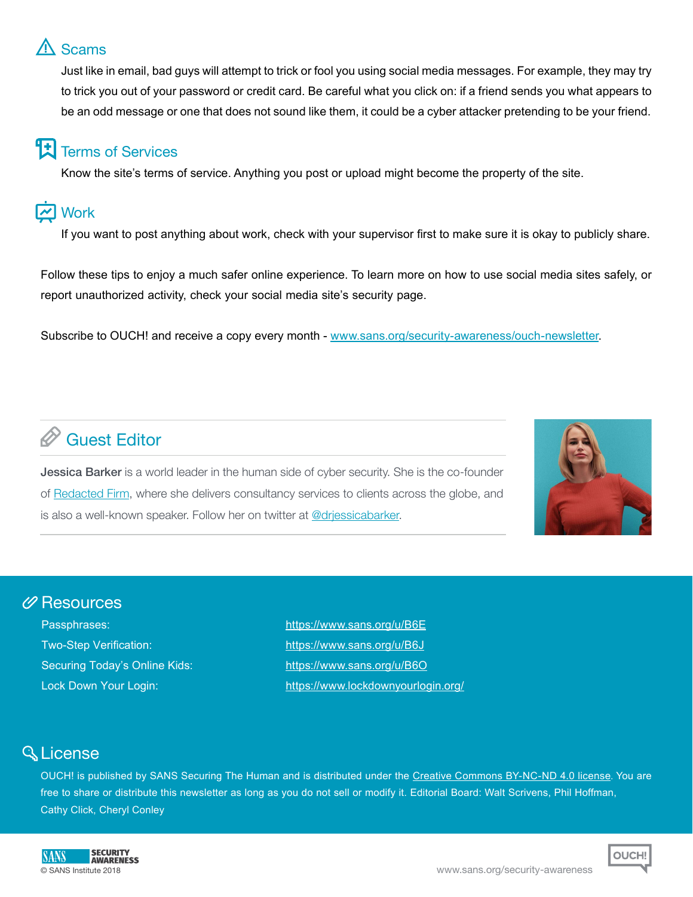### Scams

Just like in email, bad guys will attempt to trick or fool you using social media messages. For example, they may try to trick you out of your password or credit card. Be careful what you click on: if a friend sends you what appears to be an odd message or one that does not sound like them, it could be a cyber attacker pretending to be your friend.

### Terms of Services

Know the site's terms of service. Anything you post or upload might become the property of the site.

### Work

If you want to post anything about work, check with your supervisor first to make sure it is okay to publicly share.

Follow these tips to enjoy a much safer online experience. To learn more on how to use social media sites safely, or report unauthorized activity, check your social media site's security page.

Subscribe to OUCH! and receive a copy every month - [www.sans.org/security-awareness/ouch-newsletter](www.sans.org/security-awareness/ouch-newsletter).

## Guest Editor

**Jessica Barker** is a world leader in the human side of cyber security. She is the co-founder of Redacted Firm, where she delivers consultancy services to clients across the globe, and is also a well-known speaker. Follow her on twitter at @drjessicabarker.

## Resources

| | |
|---|---|
| Passphrases: | https://www.sans.org/u/B6E |
| Two-Step Verification: | https://www.sans.org/u/B6J |
| Securing Today's Online Kids: | https://www.sans.org/u/B6O |
| Lock Down Your Login: | https://www.lockdownyourlogin.org/ |

## License

OUCH! is published by SANS Securing The Human and is distributed under the Creative Commons BY-NC-ND 4.0 license. You are free to share or distribute this newsletter as long as you do not sell or modify it. Editorial Board: Walt Scrivens, Phil Hoffman, Cathy Click, Cheryl Conley

SANS SECURITY AWARENESS

© SANS Institute 2018

www.sans.org/security-awareness

OUCH!